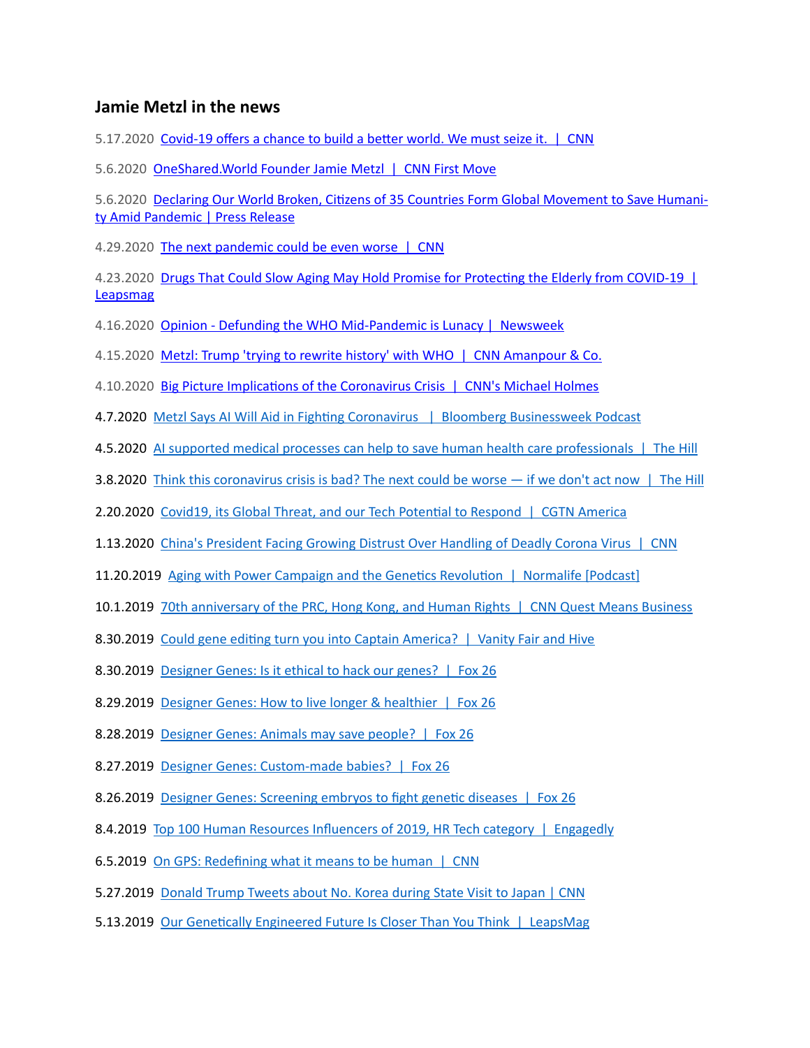## Jamie Metzl in the news

5.17.2020 Covid-19 offers a chance to build a better world. We must seize it. | CNN

5.6.2020 OneShared.World Founder Jamie Metzl | CNN First Move

5.6.2020 Declaring Our World Broken, Citizens of 35 Countries Form Global Movement to Save Humanity Amid Pandemic | Press Release

4.29.2020 The next pandemic could be even worse | CNN

4.23.2020 Drugs That Could Slow Aging May Hold Promise for Protecting the Elderly from COVID-19 | Leapsmag

4.16.2020 Opinion - Defunding the WHO Mid-Pandemic is Lunacy | Newsweek

4.15.2020 Metzl: Trump 'trying to rewrite history' with WHO | CNN Amanpour & Co.

4.10.2020 Big Picture Implications of the Coronavirus Crisis | CNN's Michael Holmes

4.7.2020 Metzl Says AI Will Aid in Fighting Coronavirus | Bloomberg Businessweek Podcast

4.5.2020 AI supported medical processes can help to save human health care professionals | The Hill

3.8.2020 Think this coronavirus crisis is bad? The next could be worse — if we don't act now | The Hill

2.20.2020 Covid19, its Global Threat, and our Tech Potential to Respond | CGTN America

1.13.2020 China's President Facing Growing Distrust Over Handling of Deadly Corona Virus | CNN

11.20.2019 Aging with Power Campaign and the Genetics Revolution | Normalife [Podcast]

10.1.2019 70th anniversary of the PRC, Hong Kong, and Human Rights | CNN Quest Means Business

8.30.2019 Could gene editing turn you into Captain America? | Vanity Fair and Hive

8.30.2019 Designer Genes: Is it ethical to hack our genes? | Fox 26

8.29.2019 Designer Genes: How to live longer & healthier | Fox 26

8.28.2019 Designer Genes: Animals may save people? | Fox 26

8.27.2019 Designer Genes: Custom-made babies? | Fox 26

8.26.2019 Designer Genes: Screening embryos to fight genetic diseases | Fox 26

8.4.2019 Top 100 Human Resources Influencers of 2019, HR Tech category | Engagedly

6.5.2019 On GPS: Redefining what it means to be human | CNN

5.27.2019 Donald Trump Tweets about No. Korea during State Visit to Japan | CNN

5.13.2019 Our Genetically Engineered Future Is Closer Than You Think | LeapsMag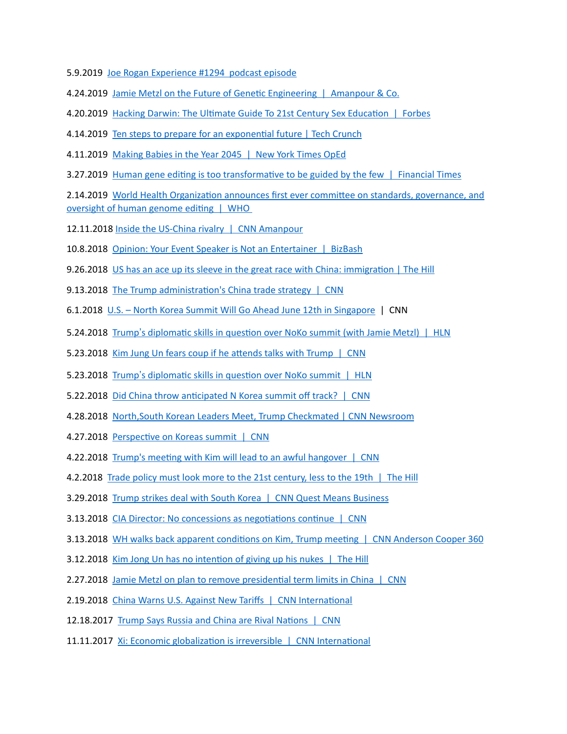5.9.2019 Joe Rogan Experience #1294 podcast episode

4.24.2019 Jamie Metzl on the Future of Genetic Engineering | Amanpour & Co.

4.20.2019 Hacking Darwin: The Ultimate Guide To 21st Century Sex Education | Forbes

4.14.2019 Ten steps to prepare for an exponential future | Tech Crunch

4.11.2019 Making Babies in the Year 2045 | New York Times OpEd

3.27.2019 Human gene editing is too transformative to be guided by the few | Financial Times

2.14.2019 World Health Organization announces first ever committee on standards, governance, and oversight of human genome editing | WHO

12.11.2018 Inside the US-China rivalry | CNN Amanpour

10.8.2018 Opinion: Your Event Speaker is Not an Entertainer | BizBash

9.26.2018 US has an ace up its sleeve in the great race with China: immigration | The Hill

9.13.2018 The Trump administration's China trade strategy | CNN

6.1.2018 U.S. – North Korea Summit Will Go Ahead June 12th in Singapore | CNN

5.24.2018 Trump's diplomatic skills in question over NoKo summit (with Jamie Metzl) | HLN

5.23.2018 Kim Jung Un fears coup if he attends talks with Trump | CNN

5.23.2018 Trump's diplomatic skills in question over NoKo summit | HLN

5.22.2018 Did China throw anticipated N Korea summit off track? | CNN

4.28.2018 North,South Korean Leaders Meet, Trump Checkmated | CNN Newsroom

4.27.2018 Perspective on Koreas summit | CNN

4.22.2018 Trump's meeting with Kim will lead to an awful hangover | CNN

4.2.2018 Trade policy must look more to the 21st century, less to the 19th | The Hill

3.29.2018 Trump strikes deal with South Korea | CNN Quest Means Business

3.13.2018 CIA Director: No concessions as negotiations continue | CNN

3.13.2018 WH walks back apparent conditions on Kim, Trump meeting | CNN Anderson Cooper 360

3.12.2018 Kim Jong Un has no intention of giving up his nukes | The Hill

2.27.2018 Jamie Metzl on plan to remove presidential term limits in China | CNN

2.19.2018 China Warns U.S. Against New Tariffs | CNN International

12.18.2017 Trump Says Russia and China are Rival Nations | CNN

11.11.2017 Xi: Economic globalization is irreversible | CNN International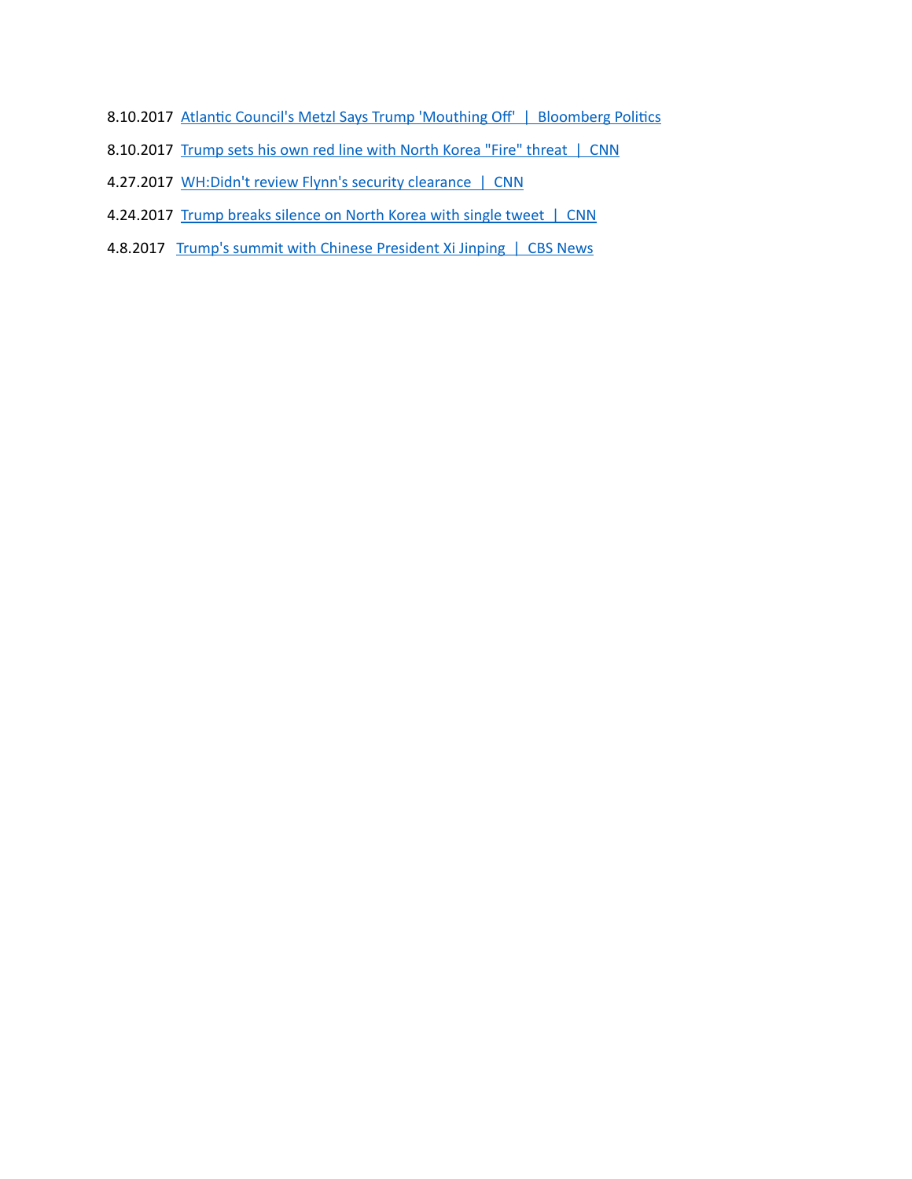8.10.2017 Atlantic Council's Metzl Says Trump 'Mouthing Off' | Bloomberg Politics

8.10.2017 Trump sets his own red line with North Korea "Fire" threat | CNN

4.27.2017 WH:Didn't review Flynn's security clearance | CNN

4.24.2017 Trump breaks silence on North Korea with single tweet | CNN

4.8.2017 Trump's summit with Chinese President Xi Jinping | CBS News